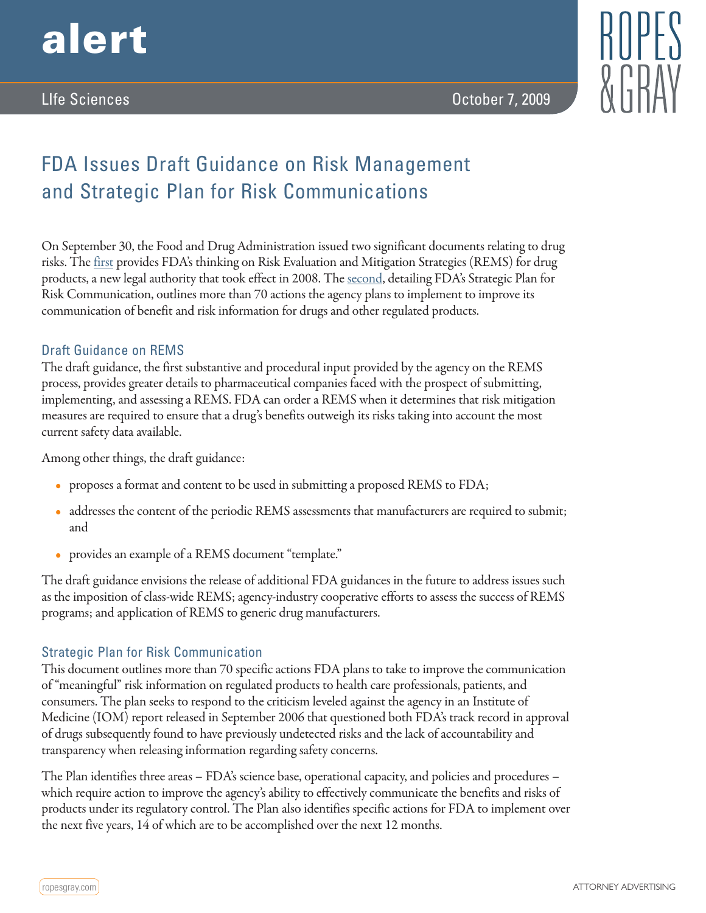# alert

LIfe Sciences

October 7, 2009

## FDA Issues Draft Guidance on Risk Management and Strategic Plan for Risk Communications

On September 30, the Food and Drug Administration issued two significant documents relating to drug risks. The first provides FDA's thinking on Risk Evaluation and Mitigation Strategies (REMS) for drug products, a new legal authority that took effect in 2008. The second, detailing FDA's Strategic Plan for Risk Communication, outlines more than 70 actions the agency plans to implement to improve its communication of benefit and risk information for drugs and other regulated products.

### Draft Guidance on REMS

The draft guidance, the first substantive and procedural input provided by the agency on the REMS process, provides greater details to pharmaceutical companies faced with the prospect of submitting, implementing, and assessing a REMS. FDA can order a REMS when it determines that risk mitigation measures are required to ensure that a drug's benefits outweigh its risks taking into account the most current safety data available.

Among other things, the draft guidance:

- proposes a format and content to be used in submitting a proposed REMS to FDA;
- addresses the content of the periodic REMS assessments that manufacturers are required to submit; and
- provides an example of a REMS document "template."

The draft guidance envisions the release of additional FDA guidances in the future to address issues such as the imposition of class-wide REMS; agency-industry cooperative efforts to assess the success of REMS programs; and application of REMS to generic drug manufacturers.

### Strategic Plan for Risk Communication

This document outlines more than 70 specific actions FDA plans to take to improve the communication of "meaningful" risk information on regulated products to health care professionals, patients, and consumers. The plan seeks to respond to the criticism leveled against the agency in an Institute of Medicine (IOM) report released in September 2006 that questioned both FDA's track record in approval of drugs subsequently found to have previously undetected risks and the lack of accountability and transparency when releasing information regarding safety concerns.

The Plan identifies three areas – FDA's science base, operational capacity, and policies and procedures – which require action to improve the agency's ability to effectively communicate the benefits and risks of products under its regulatory control. The Plan also identifies specific actions for FDA to implement over the next five years, 14 of which are to be accomplished over the next 12 months.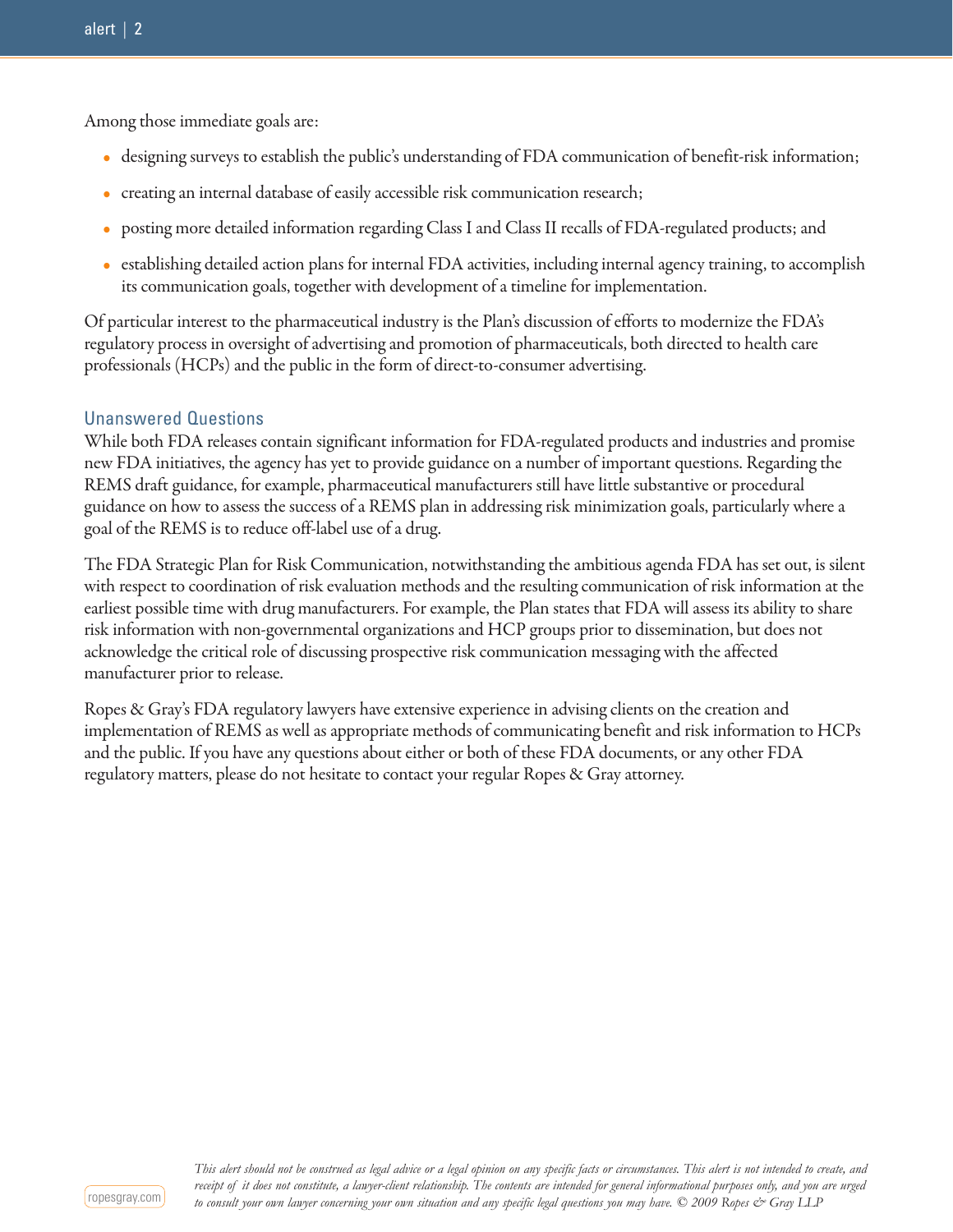Among those immediate goals are:

- designing surveys to establish the public's understanding of FDA communication of benefit-risk information;
- creating an internal database of easily accessible risk communication research;
- posting more detailed information regarding Class I and Class II recalls of FDA-regulated products; and
- establishing detailed action plans for internal FDA activities, including internal agency training, to accomplish its communication goals, together with development of a timeline for implementation.

Of particular interest to the pharmaceutical industry is the Plan's discussion of efforts to modernize the FDA's regulatory process in oversight of advertising and promotion of pharmaceuticals, both directed to health care professionals (HCPs) and the public in the form of direct-to-consumer advertising.

## Unanswered Questions

While both FDA releases contain significant information for FDA-regulated products and industries and promise new FDA initiatives, the agency has yet to provide guidance on a number of important questions. Regarding the REMS draft guidance, for example, pharmaceutical manufacturers still have little substantive or procedural guidance on how to assess the success of a REMS plan in addressing risk minimization goals, particularly where a goal of the REMS is to reduce off-label use of a drug.

The FDA Strategic Plan for Risk Communication, notwithstanding the ambitious agenda FDA has set out, is silent with respect to coordination of risk evaluation methods and the resulting communication of risk information at the earliest possible time with drug manufacturers. For example, the Plan states that FDA will assess its ability to share risk information with non-governmental organizations and HCP groups prior to dissemination, but does not acknowledge the critical role of discussing prospective risk communication messaging with the affected manufacturer prior to release.

Ropes & Gray's FDA regulatory lawyers have extensive experience in advising clients on the creation and implementation of REMS as well as appropriate methods of communicating benefit and risk information to HCPs and the public. If you have any questions about either or both of these FDA documents, or any other FDA regulatory matters, please do not hesitate to contact your regular Ropes & Gray attorney.

ropesgray.com

*This alert should not be construed as legal advice or a legal opinion on any specific facts or circumstances. This alert is not intended to create, and receipt of it does not constitute, a lawyer-client relationship. The contents are intended for general informational purposes only, and you are urged to consult your own lawyer concerning your own situation and any specific legal questions you may have. © 2009 Ropes & Gray LLP*